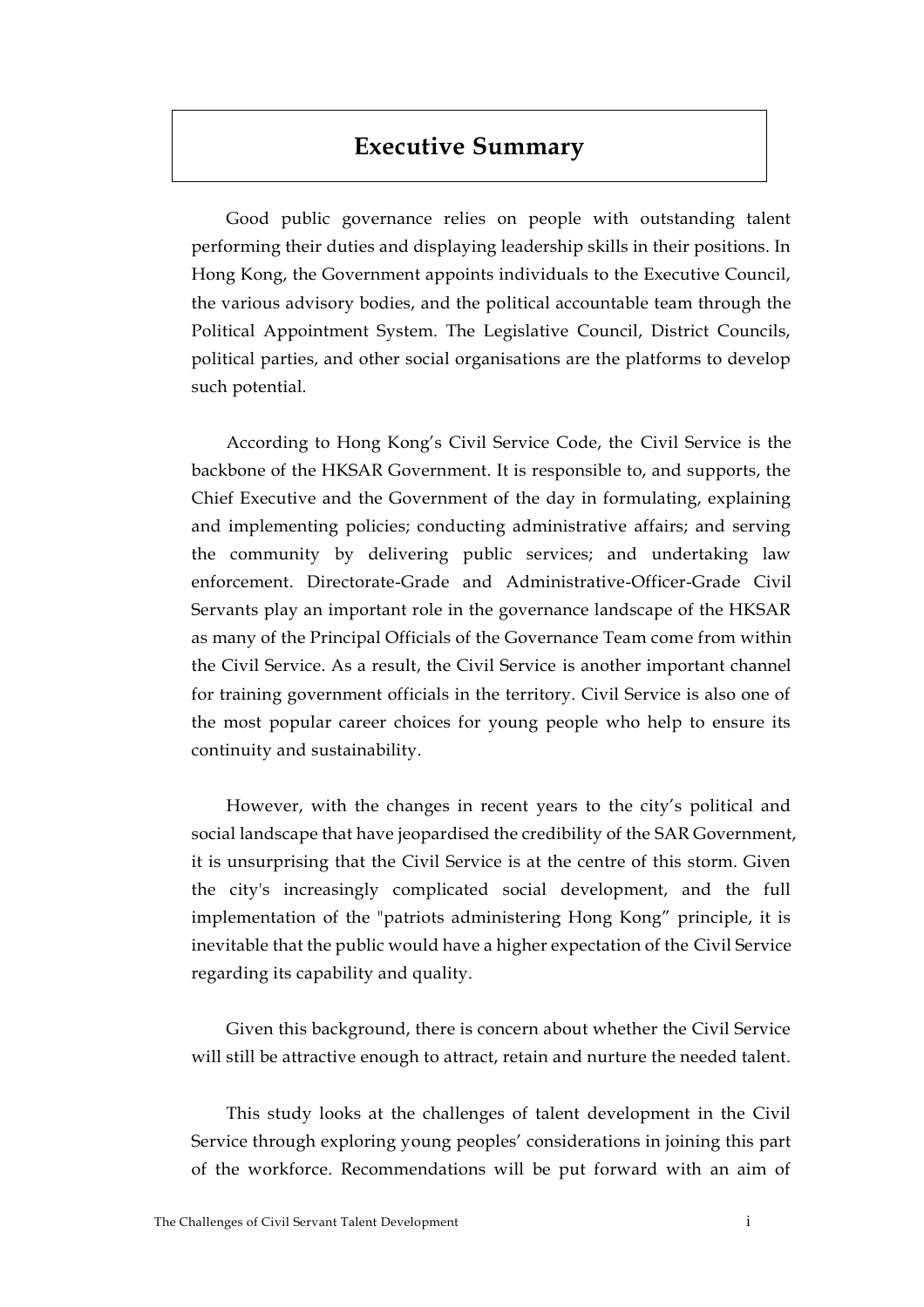# Executive Summary

Good public governance relies on people with outstanding talent performing their duties and displaying leadership skills in their positions. In Hong Kong, the Government appoints individuals to the Executive Council, the various advisory bodies, and the political accountable team through the Political Appointment System. The Legislative Council, District Councils, political parties, and other social organisations are the platforms to develop such potential.

According to Hong Kong's Civil Service Code, the Civil Service is the backbone of the HKSAR Government. It is responsible to, and supports, the Chief Executive and the Government of the day in formulating, explaining and implementing policies; conducting administrative affairs; and serving the community by delivering public services; and undertaking law enforcement. Directorate-Grade and Administrative-Officer-Grade Civil Servants play an important role in the governance landscape of the HKSAR as many of the Principal Officials of the Governance Team come from within the Civil Service. As a result, the Civil Service is another important channel for training government officials in the territory. Civil Service is also one of the most popular career choices for young people who help to ensure its continuity and sustainability.

However, with the changes in recent years to the city's political and social landscape that have jeopardised the credibility of the SAR Government, it is unsurprising that the Civil Service is at the centre of this storm. Given the city's increasingly complicated social development, and the full implementation of the "patriots administering Hong Kong" principle, it is inevitable that the public would have a higher expectation of the Civil Service regarding its capability and quality.

Given this background, there is concern about whether the Civil Service will still be attractive enough to attract, retain and nurture the needed talent.

This study looks at the challenges of talent development in the Civil Service through exploring young peoples' considerations in joining this part of the workforce. Recommendations will be put forward with an aim of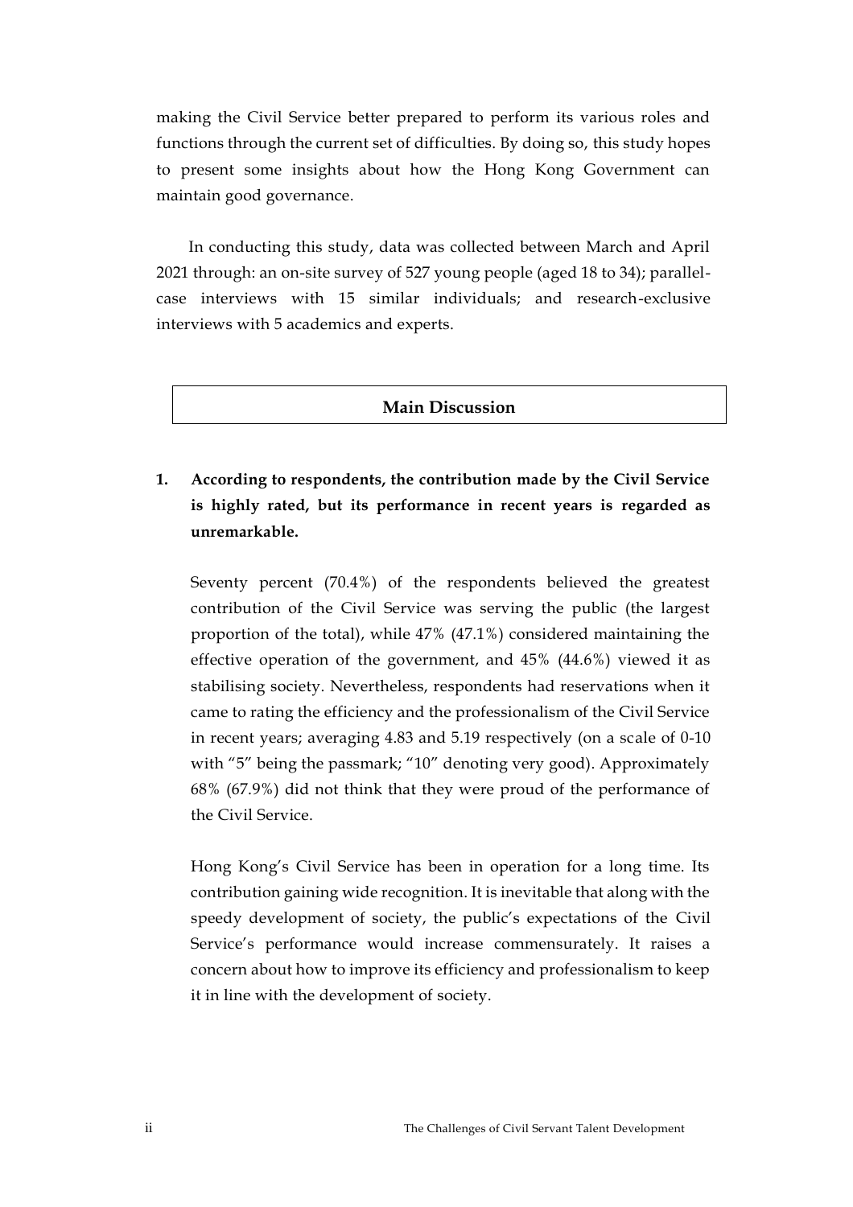making the Civil Service better prepared to perform its various roles and functions through the current set of difficulties. By doing so, this study hopes to present some insights about how the Hong Kong Government can maintain good governance.

In conducting this study, data was collected between March and April 2021 through: an on-site survey of 527 young people (aged 18 to 34); parallel-case interviews with 15 similar individuals; and research-exclusive interviews with 5 academics and experts.

## Main Discussion

**1. According to respondents, the contribution made by the Civil Service is highly rated, but its performance in recent years is regarded as unremarkable.**

Seventy percent (70.4%) of the respondents believed the greatest contribution of the Civil Service was serving the public (the largest proportion of the total), while 47% (47.1%) considered maintaining the effective operation of the government, and 45% (44.6%) viewed it as stabilising society. Nevertheless, respondents had reservations when it came to rating the efficiency and the professionalism of the Civil Service in recent years; averaging 4.83 and 5.19 respectively (on a scale of 0-10 with "5" being the passmark; "10" denoting very good). Approximately 68% (67.9%) did not think that they were proud of the performance of the Civil Service.

Hong Kong's Civil Service has been in operation for a long time. Its contribution gaining wide recognition. It is inevitable that along with the speedy development of society, the public's expectations of the Civil Service's performance would increase commensurately. It raises a concern about how to improve its efficiency and professionalism to keep it in line with the development of society.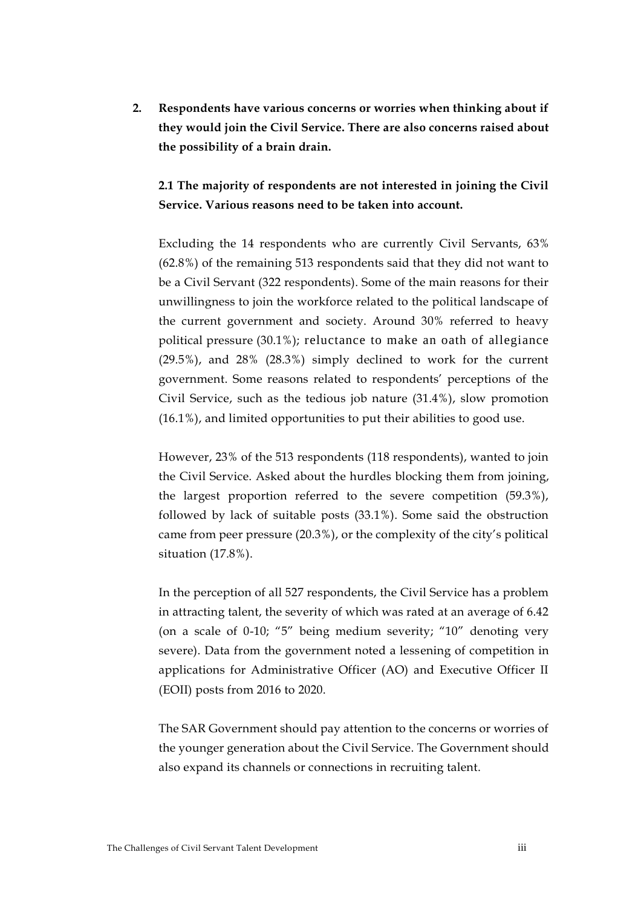**2. Respondents have various concerns or worries when thinking about if they would join the Civil Service. There are also concerns raised about the possibility of a brain drain.**

**2.1 The majority of respondents are not interested in joining the Civil Service. Various reasons need to be taken into account.**

Excluding the 14 respondents who are currently Civil Servants, 63% (62.8%) of the remaining 513 respondents said that they did not want to be a Civil Servant (322 respondents). Some of the main reasons for their unwillingness to join the workforce related to the political landscape of the current government and society. Around 30% referred to heavy political pressure (30.1%); reluctance to make an oath of allegiance (29.5%), and 28% (28.3%) simply declined to work for the current government. Some reasons related to respondents' perceptions of the Civil Service, such as the tedious job nature (31.4%), slow promotion (16.1%), and limited opportunities to put their abilities to good use.

However, 23% of the 513 respondents (118 respondents), wanted to join the Civil Service. Asked about the hurdles blocking them from joining, the largest proportion referred to the severe competition (59.3%), followed by lack of suitable posts (33.1%). Some said the obstruction came from peer pressure (20.3%), or the complexity of the city's political situation (17.8%).

In the perception of all 527 respondents, the Civil Service has a problem in attracting talent, the severity of which was rated at an average of 6.42 (on a scale of 0-10; "5" being medium severity; "10" denoting very severe). Data from the government noted a lessening of competition in applications for Administrative Officer (AO) and Executive Officer II (EOII) posts from 2016 to 2020.

The SAR Government should pay attention to the concerns or worries of the younger generation about the Civil Service. The Government should also expand its channels or connections in recruiting talent.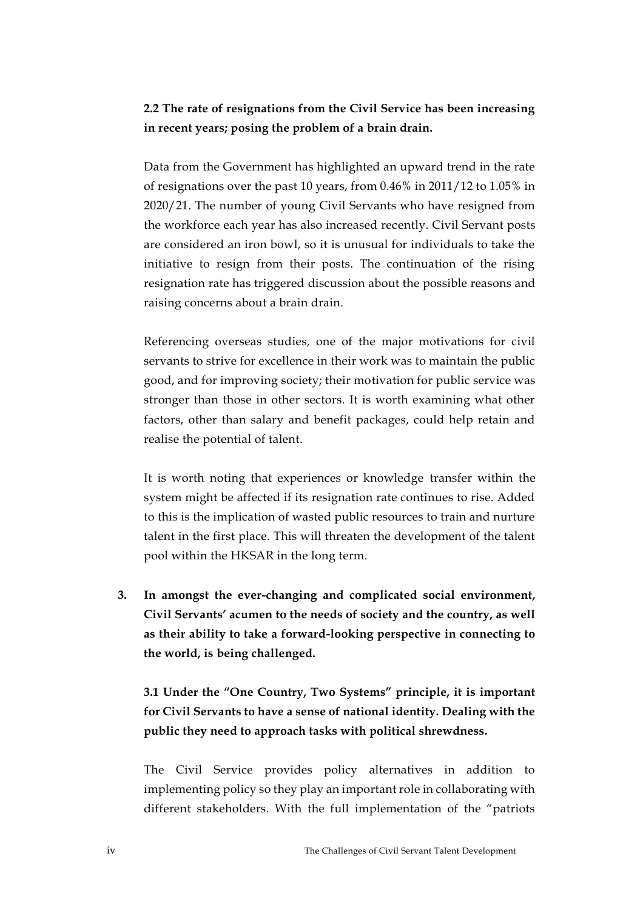**2.2 The rate of resignations from the Civil Service has been increasing in recent years; posing the problem of a brain drain.**

Data from the Government has highlighted an upward trend in the rate of resignations over the past 10 years, from 0.46% in 2011/12 to 1.05% in 2020/21. The number of young Civil Servants who have resigned from the workforce each year has also increased recently. Civil Servant posts are considered an iron bowl, so it is unusual for individuals to take the initiative to resign from their posts. The continuation of the rising resignation rate has triggered discussion about the possible reasons and raising concerns about a brain drain.

Referencing overseas studies, one of the major motivations for civil servants to strive for excellence in their work was to maintain the public good, and for improving society; their motivation for public service was stronger than those in other sectors. It is worth examining what other factors, other than salary and benefit packages, could help retain and realise the potential of talent.

It is worth noting that experiences or knowledge transfer within the system might be affected if its resignation rate continues to rise. Added to this is the implication of wasted public resources to train and nurture talent in the first place. This will threaten the development of the talent pool within the HKSAR in the long term.

3. **In amongst the ever-changing and complicated social environment, Civil Servants' acumen to the needs of society and the country, as well as their ability to take a forward-looking perspective in connecting to the world, is being challenged.**

**3.1 Under the "One Country, Two Systems" principle, it is important for Civil Servants to have a sense of national identity. Dealing with the public they need to approach tasks with political shrewdness.**

The Civil Service provides policy alternatives in addition to implementing policy so they play an important role in collaborating with different stakeholders. With the full implementation of the "patriots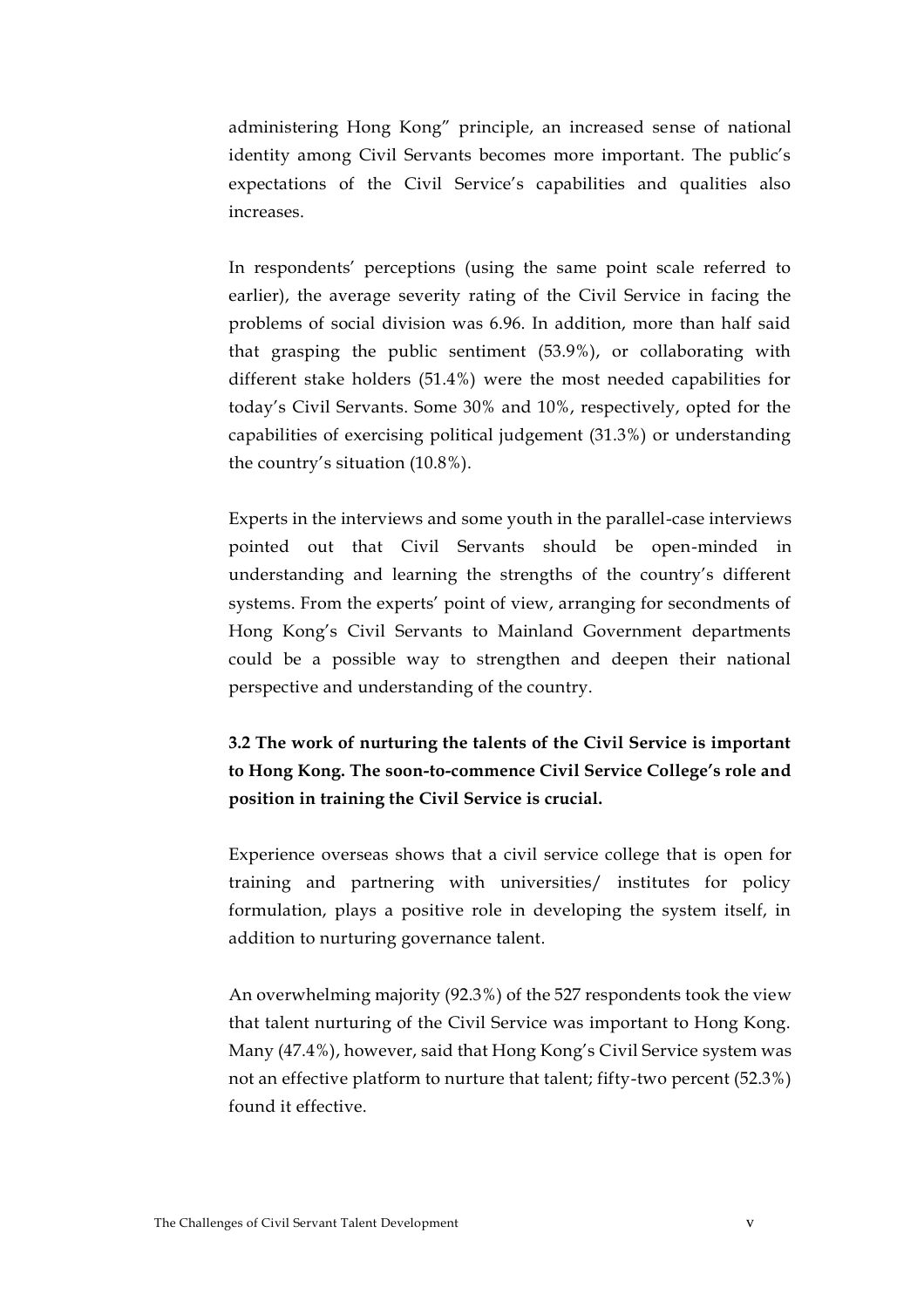administering Hong Kong" principle, an increased sense of national identity among Civil Servants becomes more important. The public's expectations of the Civil Service's capabilities and qualities also increases.

In respondents' perceptions (using the same point scale referred to earlier), the average severity rating of the Civil Service in facing the problems of social division was 6.96. In addition, more than half said that grasping the public sentiment (53.9%), or collaborating with different stake holders (51.4%) were the most needed capabilities for today's Civil Servants. Some 30% and 10%, respectively, opted for the capabilities of exercising political judgement (31.3%) or understanding the country's situation (10.8%).

Experts in the interviews and some youth in the parallel-case interviews pointed out that Civil Servants should be open-minded in understanding and learning the strengths of the country's different systems. From the experts' point of view, arranging for secondments of Hong Kong's Civil Servants to Mainland Government departments could be a possible way to strengthen and deepen their national perspective and understanding of the country.

**3.2 The work of nurturing the talents of the Civil Service is important to Hong Kong. The soon-to-commence Civil Service College's role and position in training the Civil Service is crucial.**

Experience overseas shows that a civil service college that is open for training and partnering with universities/ institutes for policy formulation, plays a positive role in developing the system itself, in addition to nurturing governance talent.

An overwhelming majority (92.3%) of the 527 respondents took the view that talent nurturing of the Civil Service was important to Hong Kong. Many (47.4%), however, said that Hong Kong's Civil Service system was not an effective platform to nurture that talent; fifty-two percent (52.3%) found it effective.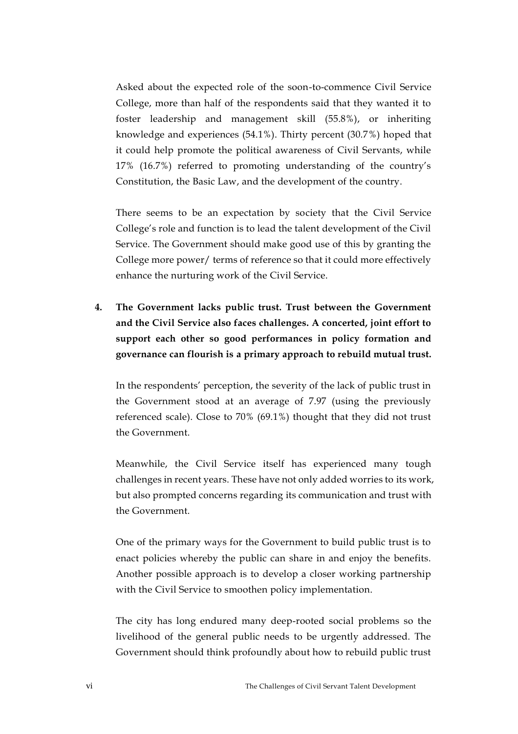Asked about the expected role of the soon-to-commence Civil Service College, more than half of the respondents said that they wanted it to foster leadership and management skill (55.8%), or inheriting knowledge and experiences (54.1%). Thirty percent (30.7%) hoped that it could help promote the political awareness of Civil Servants, while 17% (16.7%) referred to promoting understanding of the country's Constitution, the Basic Law, and the development of the country.

There seems to be an expectation by society that the Civil Service College's role and function is to lead the talent development of the Civil Service. The Government should make good use of this by granting the College more power/ terms of reference so that it could more effectively enhance the nurturing work of the Civil Service.

4. **The Government lacks public trust. Trust between the Government and the Civil Service also faces challenges. A concerted, joint effort to support each other so good performances in policy formation and governance can flourish is a primary approach to rebuild mutual trust.**

In the respondents' perception, the severity of the lack of public trust in the Government stood at an average of 7.97 (using the previously referenced scale). Close to 70% (69.1%) thought that they did not trust the Government.

Meanwhile, the Civil Service itself has experienced many tough challenges in recent years. These have not only added worries to its work, but also prompted concerns regarding its communication and trust with the Government.

One of the primary ways for the Government to build public trust is to enact policies whereby the public can share in and enjoy the benefits. Another possible approach is to develop a closer working partnership with the Civil Service to smoothen policy implementation.

The city has long endured many deep-rooted social problems so the livelihood of the general public needs to be urgently addressed. The Government should think profoundly about how to rebuild public trust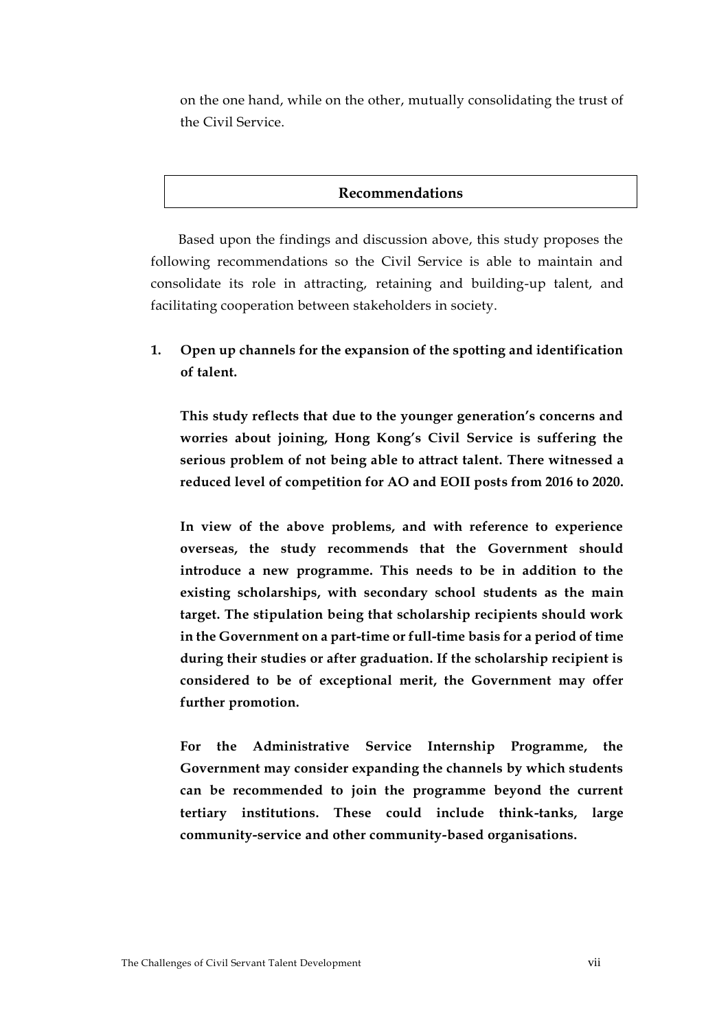on the one hand, while on the other, mutually consolidating the trust of the Civil Service.

## Recommendations

Based upon the findings and discussion above, this study proposes the following recommendations so the Civil Service is able to maintain and consolidate its role in attracting, retaining and building-up talent, and facilitating cooperation between stakeholders in society.

1. **Open up channels for the expansion of the spotting and identification of talent.**

   **This study reflects that due to the younger generation's concerns and worries about joining, Hong Kong's Civil Service is suffering the serious problem of not being able to attract talent. There witnessed a reduced level of competition for AO and EOII posts from 2016 to 2020.**

   **In view of the above problems, and with reference to experience overseas, the study recommends that the Government should introduce a new programme. This needs to be in addition to the existing scholarships, with secondary school students as the main target. The stipulation being that scholarship recipients should work in the Government on a part-time or full-time basis for a period of time during their studies or after graduation. If the scholarship recipient is considered to be of exceptional merit, the Government may offer further promotion.**

   **For the Administrative Service Internship Programme, the Government may consider expanding the channels by which students can be recommended to join the programme beyond the current tertiary institutions. These could include think-tanks, large community-service and other community-based organisations.**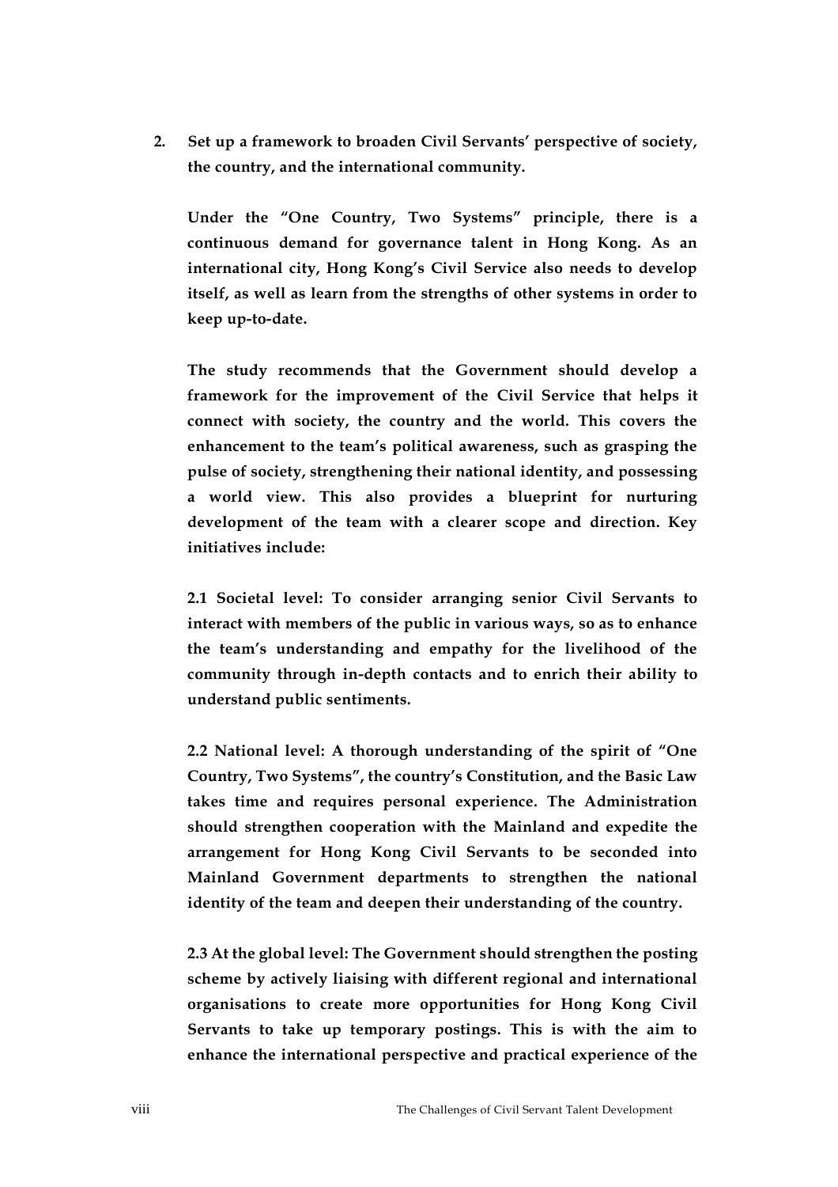**2. Set up a framework to broaden Civil Servants' perspective of society, the country, and the international community.**

**Under the "One Country, Two Systems" principle, there is a continuous demand for governance talent in Hong Kong. As an international city, Hong Kong's Civil Service also needs to develop itself, as well as learn from the strengths of other systems in order to keep up-to-date.**

**The study recommends that the Government should develop a framework for the improvement of the Civil Service that helps it connect with society, the country and the world. This covers the enhancement to the team's political awareness, such as grasping the pulse of society, strengthening their national identity, and possessing a world view. This also provides a blueprint for nurturing development of the team with a clearer scope and direction. Key initiatives include:**

**2.1 Societal level: To consider arranging senior Civil Servants to interact with members of the public in various ways, so as to enhance the team's understanding and empathy for the livelihood of the community through in-depth contacts and to enrich their ability to understand public sentiments.**

**2.2 National level: A thorough understanding of the spirit of "One Country, Two Systems", the country's Constitution, and the Basic Law takes time and requires personal experience. The Administration should strengthen cooperation with the Mainland and expedite the arrangement for Hong Kong Civil Servants to be seconded into Mainland Government departments to strengthen the national identity of the team and deepen their understanding of the country.**

**2.3 At the global level: The Government should strengthen the posting scheme by actively liaising with different regional and international organisations to create more opportunities for Hong Kong Civil Servants to take up temporary postings. This is with the aim to enhance the international perspective and practical experience of the**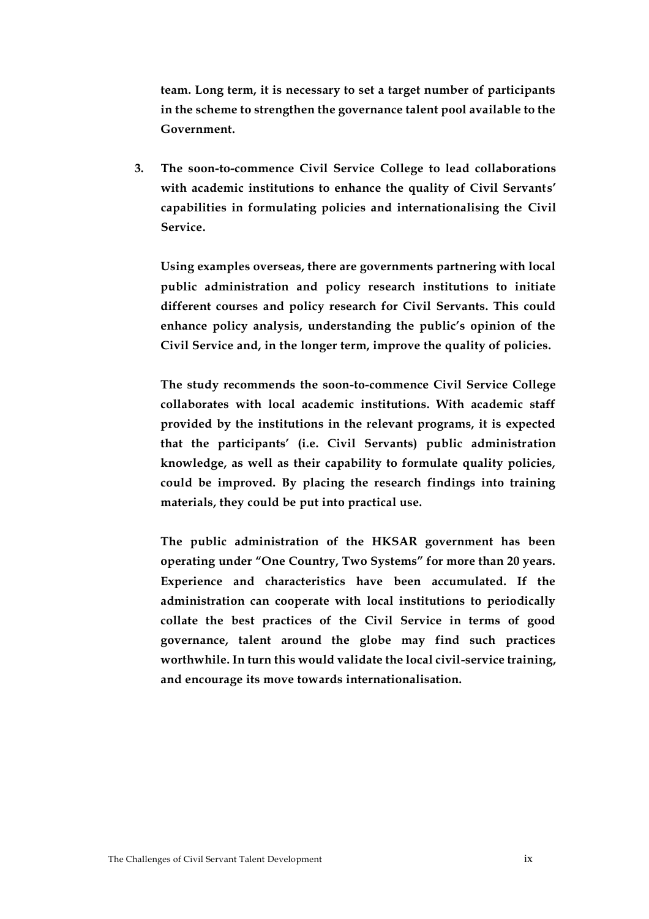**team. Long term, it is necessary to set a target number of participants in the scheme to strengthen the governance talent pool available to the Government.**

3. **The soon-to-commence Civil Service College to lead collaborations with academic institutions to enhance the quality of Civil Servants' capabilities in formulating policies and internationalising the Civil Service.**

   **Using examples overseas, there are governments partnering with local public administration and policy research institutions to initiate different courses and policy research for Civil Servants. This could enhance policy analysis, understanding the public's opinion of the Civil Service and, in the longer term, improve the quality of policies.**

   **The study recommends the soon-to-commence Civil Service College collaborates with local academic institutions. With academic staff provided by the institutions in the relevant programs, it is expected that the participants' (i.e. Civil Servants) public administration knowledge, as well as their capability to formulate quality policies, could be improved. By placing the research findings into training materials, they could be put into practical use.**

   **The public administration of the HKSAR government has been operating under "One Country, Two Systems" for more than 20 years. Experience and characteristics have been accumulated. If the administration can cooperate with local institutions to periodically collate the best practices of the Civil Service in terms of good governance, talent around the globe may find such practices worthwhile. In turn this would validate the local civil-service training, and encourage its move towards internationalisation.**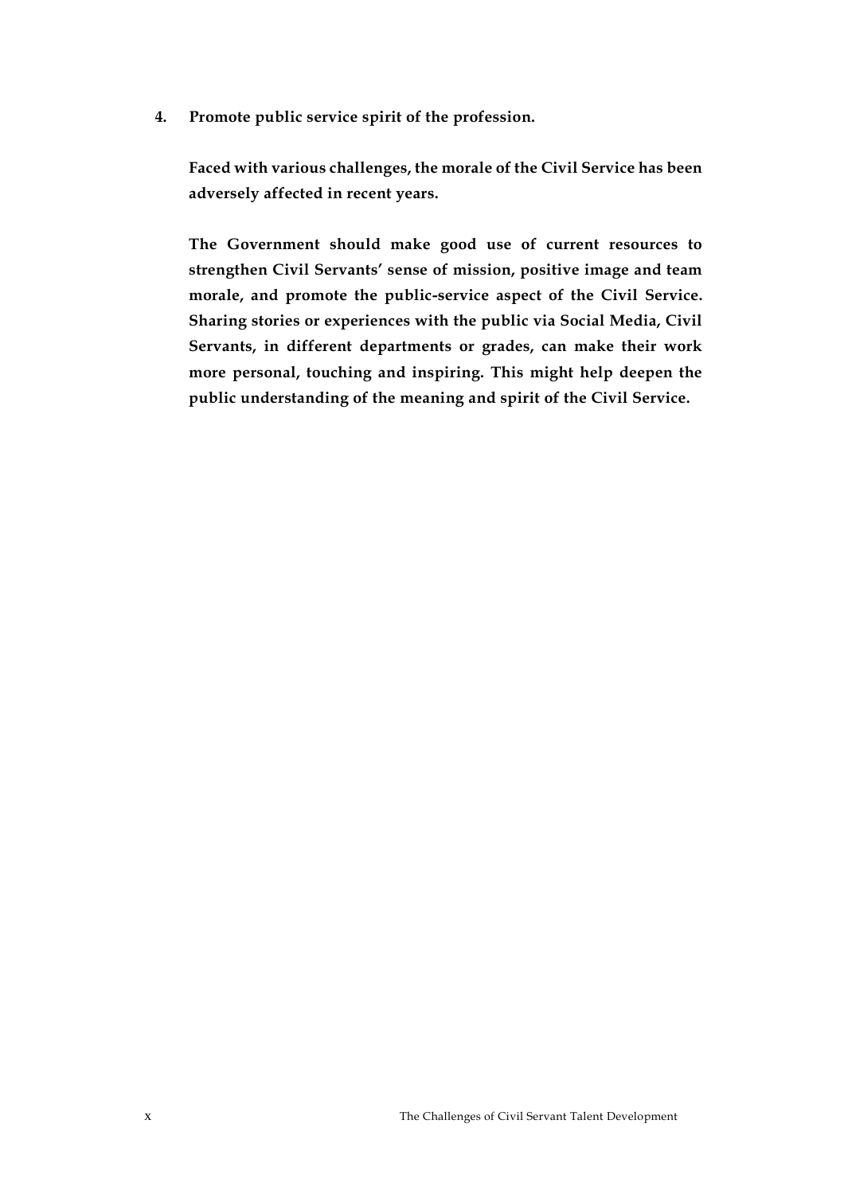**4. Promote public service spirit of the profession.**

**Faced with various challenges, the morale of the Civil Service has been adversely affected in recent years.**

**The Government should make good use of current resources to strengthen Civil Servants' sense of mission, positive image and team morale, and promote the public-service aspect of the Civil Service. Sharing stories or experiences with the public via Social Media, Civil Servants, in different departments or grades, can make their work more personal, touching and inspiring. This might help deepen the public understanding of the meaning and spirit of the Civil Service.**